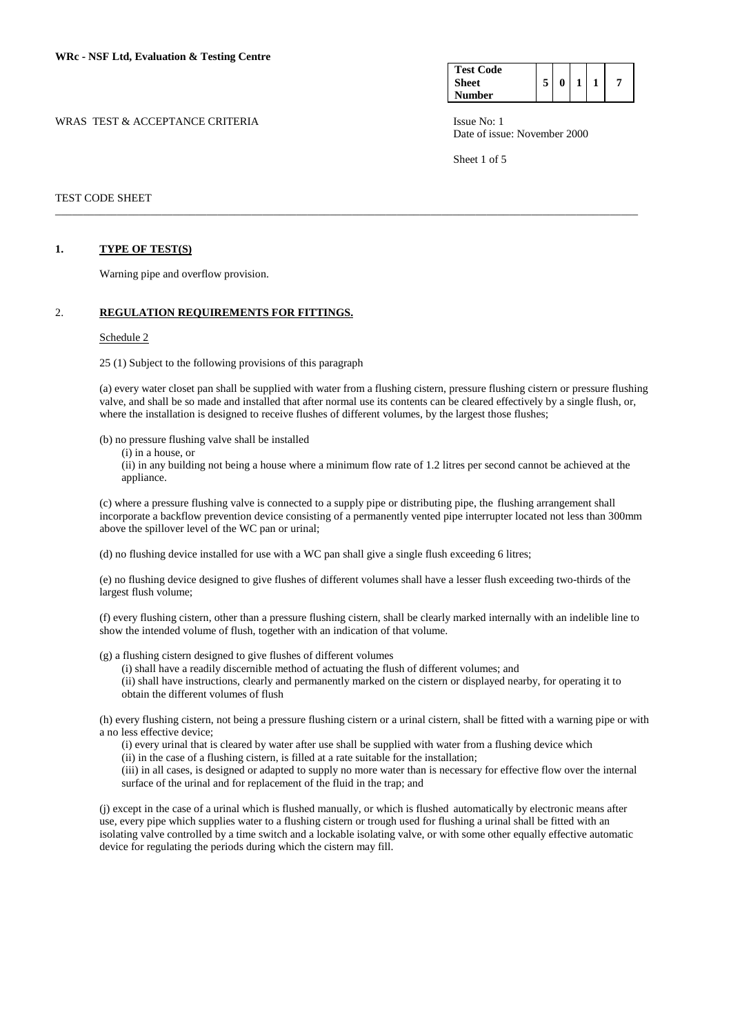**WRc - NSF Ltd, Evaluation & Testing Centre**

| Test Code Sheet Number | 5 | 0 | 1 | 1 | 7 |
|---|---|---|---|---|---|

WRAS TEST & ACCEPTANCE CRITERIA

Issue No: 1
Date of issue: November 2000

TEST CODE SHEET

---

## 1. TYPE OF TEST(S)

Warning pipe and overflow provision.

## 2. REGULATION REQUIREMENTS FOR FITTINGS.

Schedule 2

25 (1) Subject to the following provisions of this paragraph

(a) every water closet pan shall be supplied with water from a flushing cistern, pressure flushing cistern or pressure flushing valve, and shall be so made and installed that after normal use its contents can be cleared effectively by a single flush, or, where the installation is designed to receive flushes of different volumes, by the largest those flushes;

(b) no pressure flushing valve shall be installed

(i) in a house, or

(ii) in any building not being a house where a minimum flow rate of 1.2 litres per second cannot be achieved at the appliance.

(c) where a pressure flushing valve is connected to a supply pipe or distributing pipe, the flushing arrangement shall incorporate a backflow prevention device consisting of a permanently vented pipe interrupter located not less than 300mm above the spillover level of the WC pan or urinal;

(d) no flushing device installed for use with a WC pan shall give a single flush exceeding 6 litres;

(e) no flushing device designed to give flushes of different volumes shall have a lesser flush exceeding two-thirds of the largest flush volume;

(f) every flushing cistern, other than a pressure flushing cistern, shall be clearly marked internally with an indelible line to show the intended volume of flush, together with an indication of that volume.

(g) a flushing cistern designed to give flushes of different volumes

(i) shall have a readily discernible method of actuating the flush of different volumes; and

(ii) shall have instructions, clearly and permanently marked on the cistern or displayed nearby, for operating it to obtain the different volumes of flush

(h) every flushing cistern, not being a pressure flushing cistern or a urinal cistern, shall be fitted with a warning pipe or with a no less effective device;

(i) every urinal that is cleared by water after use shall be supplied with water from a flushing device which

(ii) in the case of a flushing cistern, is filled at a rate suitable for the installation;

(iii) in all cases, is designed or adapted to supply no more water than is necessary for effective flow over the internal surface of the urinal and for replacement of the fluid in the trap; and

(j) except in the case of a urinal which is flushed manually, or which is flushed automatically by electronic means after use, every pipe which supplies water to a flushing cistern or trough used for flushing a urinal shall be fitted with an isolating valve controlled by a time switch and a lockable isolating valve, or with some other equally effective automatic device for regulating the periods during which the cistern may fill.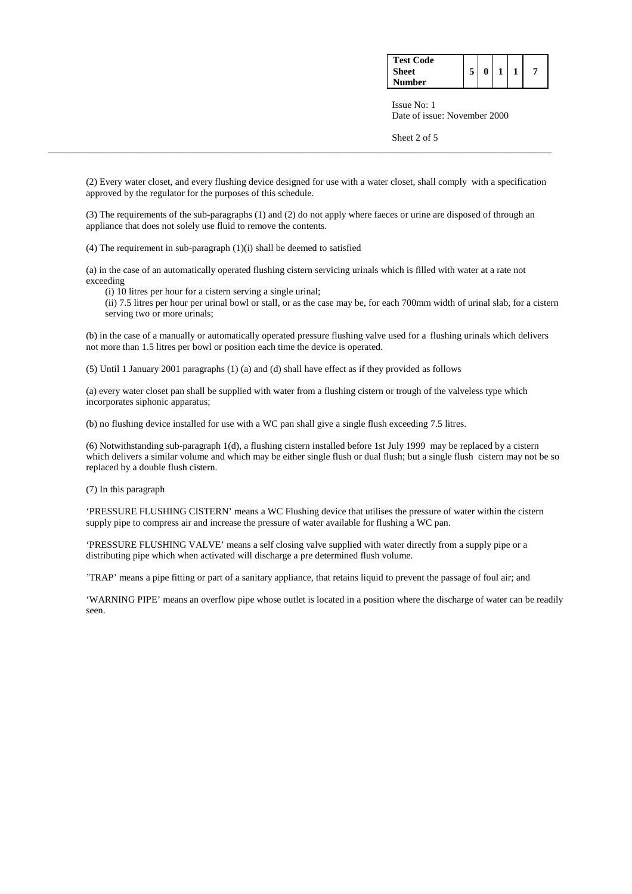(2) Every water closet, and every flushing device designed for use with a water closet, shall comply with a specification approved by the regulator for the purposes of this schedule.

(3) The requirements of the sub-paragraphs (1) and (2) do not apply where faeces or urine are disposed of through an appliance that does not solely use fluid to remove the contents.

(4) The requirement in sub-paragraph (1)(i) shall be deemed to satisfied

(a) in the case of an automatically operated flushing cistern servicing urinals which is filled with water at a rate not exceeding

(i) 10 litres per hour for a cistern serving a single urinal;

(ii) 7.5 litres per hour per urinal bowl or stall, or as the case may be, for each 700mm width of urinal slab, for a cistern serving two or more urinals;

(b) in the case of a manually or automatically operated pressure flushing valve used for a flushing urinals which delivers not more than 1.5 litres per bowl or position each time the device is operated.

(5) Until 1 January 2001 paragraphs (1) (a) and (d) shall have effect as if they provided as follows

(a) every water closet pan shall be supplied with water from a flushing cistern or trough of the valveless type which incorporates siphonic apparatus;

(b) no flushing device installed for use with a WC pan shall give a single flush exceeding 7.5 litres.

(6) Notwithstanding sub-paragraph 1(d), a flushing cistern installed before 1st July 1999 may be replaced by a cistern which delivers a similar volume and which may be either single flush or dual flush; but a single flush cistern may not be so replaced by a double flush cistern.

(7) In this paragraph

'PRESSURE FLUSHING CISTERN' means a WC Flushing device that utilises the pressure of water within the cistern supply pipe to compress air and increase the pressure of water available for flushing a WC pan.

'PRESSURE FLUSHING VALVE' means a self closing valve supplied with water directly from a supply pipe or a distributing pipe which when activated will discharge a pre determined flush volume.

'TRAP' means a pipe fitting or part of a sanitary appliance, that retains liquid to prevent the passage of foul air; and

'WARNING PIPE' means an overflow pipe whose outlet is located in a position where the discharge of water can be readily seen.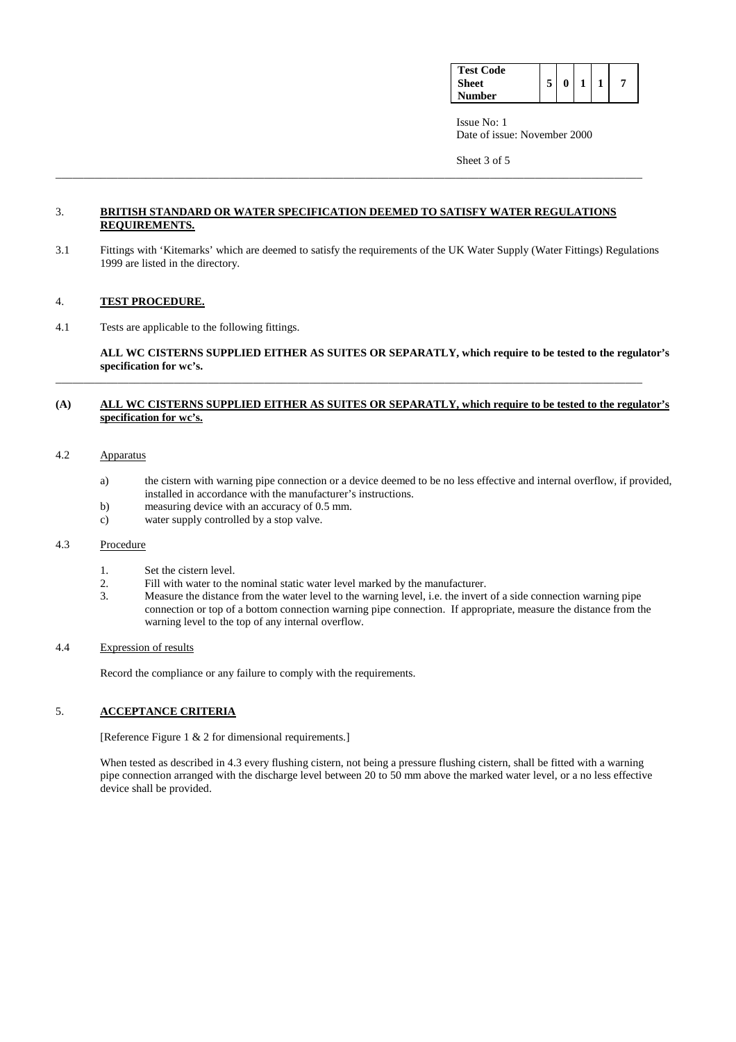## 3. BRITISH STANDARD OR WATER SPECIFICATION DEEMED TO SATISFY WATER REGULATIONS REQUIREMENTS.

3.1 Fittings with 'Kitemarks' which are deemed to satisfy the requirements of the UK Water Supply (Water Fittings) Regulations 1999 are listed in the directory.

## 4. TEST PROCEDURE.

4.1 Tests are applicable to the following fittings.

**ALL WC CISTERNS SUPPLIED EITHER AS SUITES OR SEPARATLY, which require to be tested to the regulator's specification for wc's.**

---

### (A) ALL WC CISTERNS SUPPLIED EITHER AS SUITES OR SEPARATLY, which require to be tested to the regulator's specification for wc's.

### 4.2 Apparatus

a) the cistern with warning pipe connection or a device deemed to be no less effective and internal overflow, if provided, installed in accordance with the manufacturer's instructions.
b) measuring device with an accuracy of 0.5 mm.
c) water supply controlled by a stop valve.

### 4.3 Procedure

1. Set the cistern level.
2. Fill with water to the nominal static water level marked by the manufacturer.
3. Measure the distance from the water level to the warning level, i.e. the invert of a side connection warning pipe connection or top of a bottom connection warning pipe connection. If appropriate, measure the distance from the warning level to the top of any internal overflow.

### 4.4 Expression of results

Record the compliance or any failure to comply with the requirements.

## 5. ACCEPTANCE CRITERIA

[Reference Figure 1 & 2 for dimensional requirements.]

When tested as described in 4.3 every flushing cistern, not being a pressure flushing cistern, shall be fitted with a warning pipe connection arranged with the discharge level between 20 to 50 mm above the marked water level, or a no less effective device shall be provided.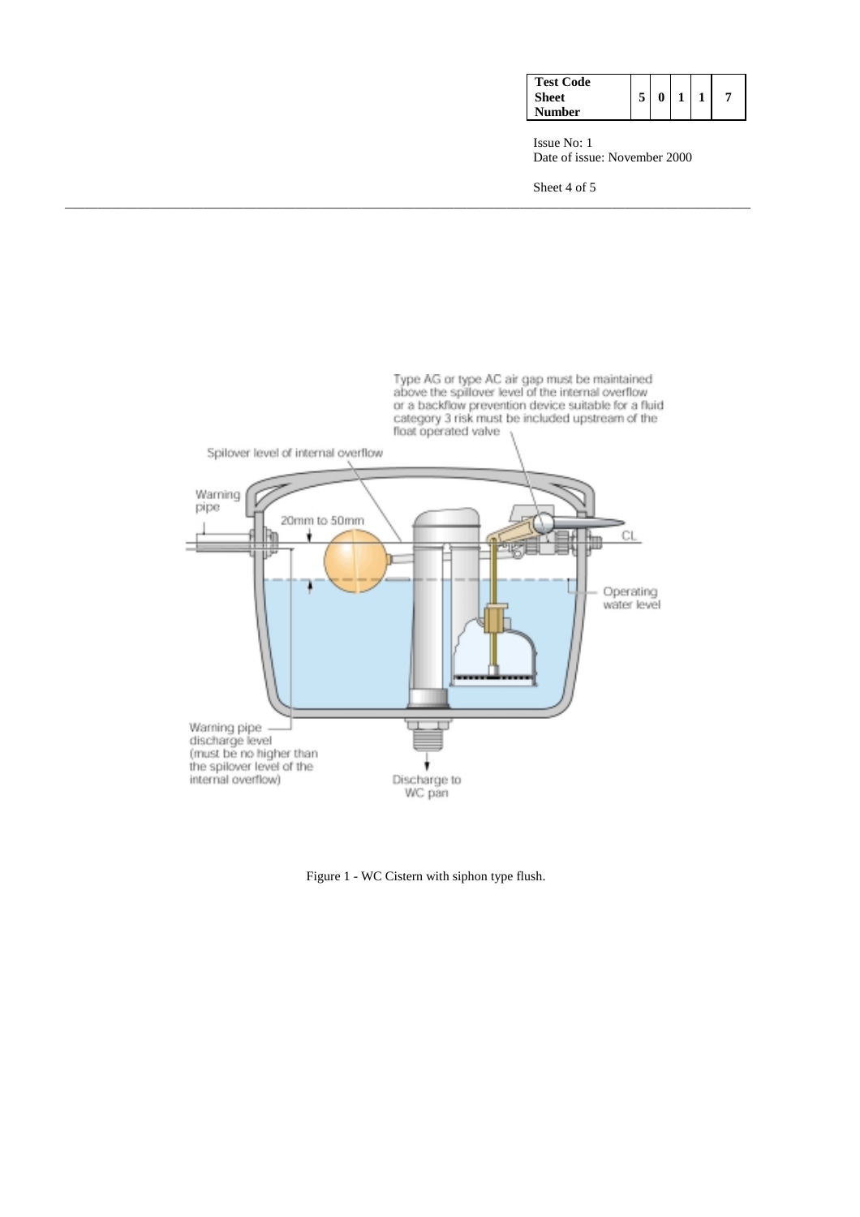Figure 1 - WC Cistern with siphon type flush.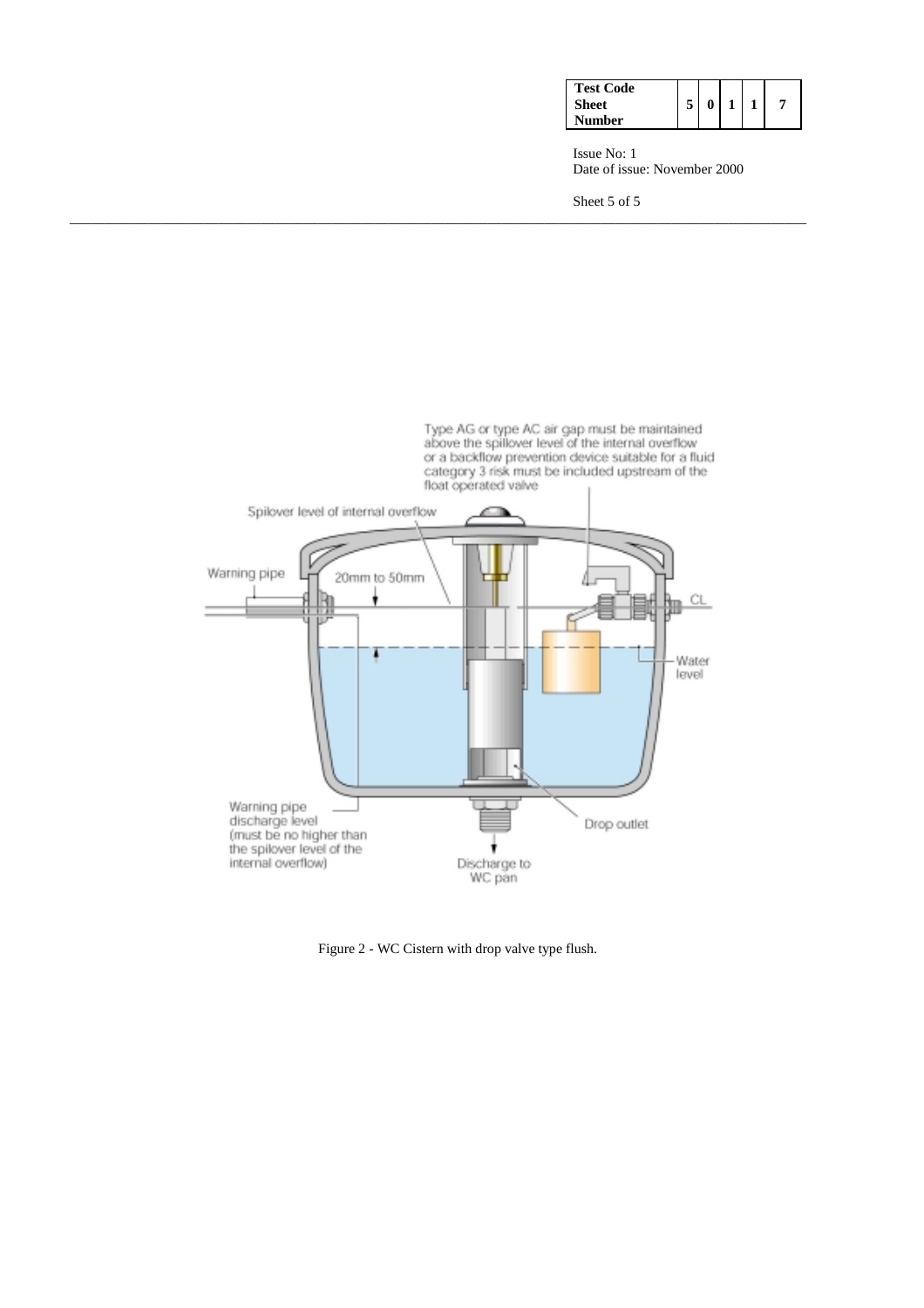| Test Code Sheet Number | 5 | 0 | 1 | 1 | 7 |
|---|---|---|---|---|---|

Issue No: 1
Date of issue: November 2000

Type AG or type AC air gap must be maintained above the spillover level of the internal overflow or a backflow prevention device suitable for a fluid category 3 risk must be included upstream of the float operated valve

Spilover level of internal overflow

Warning pipe

20mm to 50mm

CL

Water level

Warning pipe discharge level (must be no higher than the spilover level of the internal overflow)

Drop outlet

Discharge to WC pan

Figure 2 - WC Cistern with drop valve type flush.